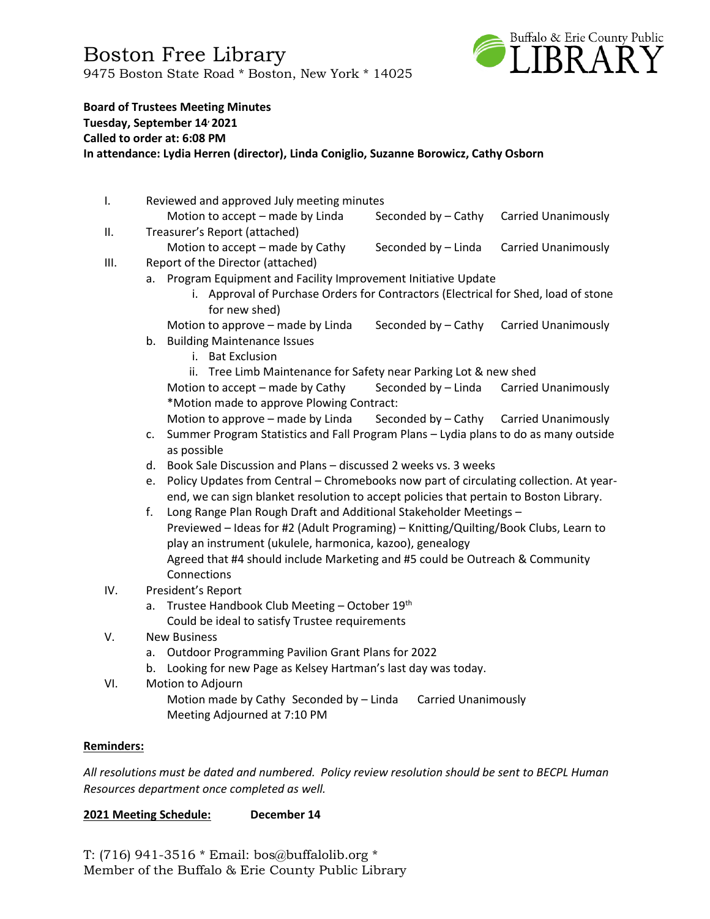# Boston Free Library

9475 Boston State Road * Boston, New York * 14025

**Board of Trustees Meeting Minutes**
**Tuesday, September 14, 2021**
**Called to order at: 6:08 PM**
**In attendance: Lydia Herren (director), Linda Coniglio, Suzanne Borowicz, Cathy Osborn**

I. Reviewed and approved July meeting minutes
   Motion to accept – made by Linda    Seconded by – Cathy    Carried Unanimously

II. Treasurer's Report (attached)
   Motion to accept – made by Cathy    Seconded by – Linda    Carried Unanimously

III. Report of the Director (attached)
   a. Program Equipment and Facility Improvement Initiative Update
      i. Approval of Purchase Orders for Contractors (Electrical for Shed, load of stone for new shed)

   Motion to approve – made by Linda    Seconded by – Cathy    Carried Unanimously

   b. Building Maintenance Issues
      i. Bat Exclusion
      ii. Tree Limb Maintenance for Safety near Parking Lot & new shed

   Motion to accept – made by Cathy    Seconded by – Linda    Carried Unanimously
   *Motion made to approve Plowing Contract:
   Motion to approve – made by Linda    Seconded by – Cathy    Carried Unanimously

   c. Summer Program Statistics and Fall Program Plans – Lydia plans to do as many outside as possible
   d. Book Sale Discussion and Plans – discussed 2 weeks vs. 3 weeks
   e. Policy Updates from Central – Chromebooks now part of circulating collection. At year-end, we can sign blanket resolution to accept policies that pertain to Boston Library.
   f. Long Range Plan Rough Draft and Additional Stakeholder Meetings –
      Previewed – Ideas for #2 (Adult Programing) – Knitting/Quilting/Book Clubs, Learn to play an instrument (ukulele, harmonica, kazoo), genealogy
      Agreed that #4 should include Marketing and #5 could be Outreach & Community Connections

IV. President's Report
   a. Trustee Handbook Club Meeting – October 19th
      Could be ideal to satisfy Trustee requirements

V. New Business
   a. Outdoor Programming Pavilion Grant Plans for 2022
   b. Looking for new Page as Kelsey Hartman's last day was today.

VI. Motion to Adjourn
   Motion made by Cathy  Seconded by – Linda    Carried Unanimously
   Meeting Adjourned at 7:10 PM

**Reminders:**

*All resolutions must be dated and numbered. Policy review resolution should be sent to BECPL Human Resources department once completed as well.*

**2021 Meeting Schedule:**    **December 14**

T: (716) 941-3516 * Email: bos@buffalolib.org *
Member of the Buffalo & Erie County Public Library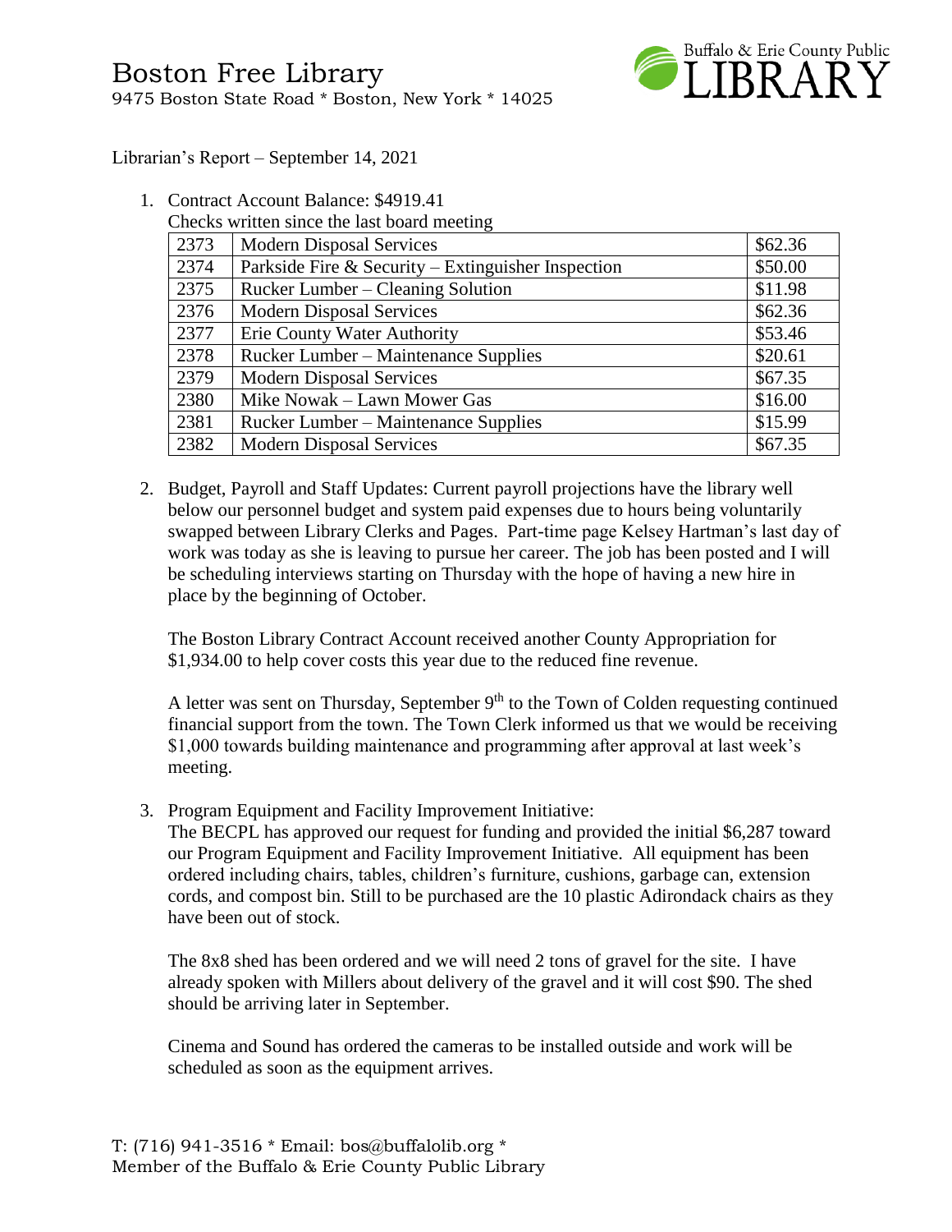# Boston Free Library

9475 Boston State Road * Boston, New York * 14025

Buffalo & Erie County Public LIBRARY

Librarian's Report – September 14, 2021

1. Contract Account Balance: $4919.41
   Checks written since the last board meeting

| | | |
|---|---|---|
| 2373 | Modern Disposal Services | $62.36 |
| 2374 | Parkside Fire & Security – Extinguisher Inspection | $50.00 |
| 2375 | Rucker Lumber – Cleaning Solution | $11.98 |
| 2376 | Modern Disposal Services | $62.36 |
| 2377 | Erie County Water Authority | $53.46 |
| 2378 | Rucker Lumber – Maintenance Supplies | $20.61 |
| 2379 | Modern Disposal Services | $67.35 |
| 2380 | Mike Nowak – Lawn Mower Gas | $16.00 |
| 2381 | Rucker Lumber – Maintenance Supplies | $15.99 |
| 2382 | Modern Disposal Services | $67.35 |

2. Budget, Payroll and Staff Updates: Current payroll projections have the library well below our personnel budget and system paid expenses due to hours being voluntarily swapped between Library Clerks and Pages. Part-time page Kelsey Hartman's last day of work was today as she is leaving to pursue her career. The job has been posted and I will be scheduling interviews starting on Thursday with the hope of having a new hire in place by the beginning of October.

   The Boston Library Contract Account received another County Appropriation for $1,934.00 to help cover costs this year due to the reduced fine revenue.

   A letter was sent on Thursday, September 9th to the Town of Colden requesting continued financial support from the town. The Town Clerk informed us that we would be receiving $1,000 towards building maintenance and programming after approval at last week's meeting.

3. Program Equipment and Facility Improvement Initiative:
   The BECPL has approved our request for funding and provided the initial $6,287 toward our Program Equipment and Facility Improvement Initiative. All equipment has been ordered including chairs, tables, children's furniture, cushions, garbage can, extension cords, and compost bin. Still to be purchased are the 10 plastic Adirondack chairs as they have been out of stock.

   The 8x8 shed has been ordered and we will need 2 tons of gravel for the site. I have already spoken with Millers about delivery of the gravel and it will cost $90. The shed should be arriving later in September.

   Cinema and Sound has ordered the cameras to be installed outside and work will be scheduled as soon as the equipment arrives.

T: (716) 941-3516 * Email: bos@buffalolib.org *
Member of the Buffalo & Erie County Public Library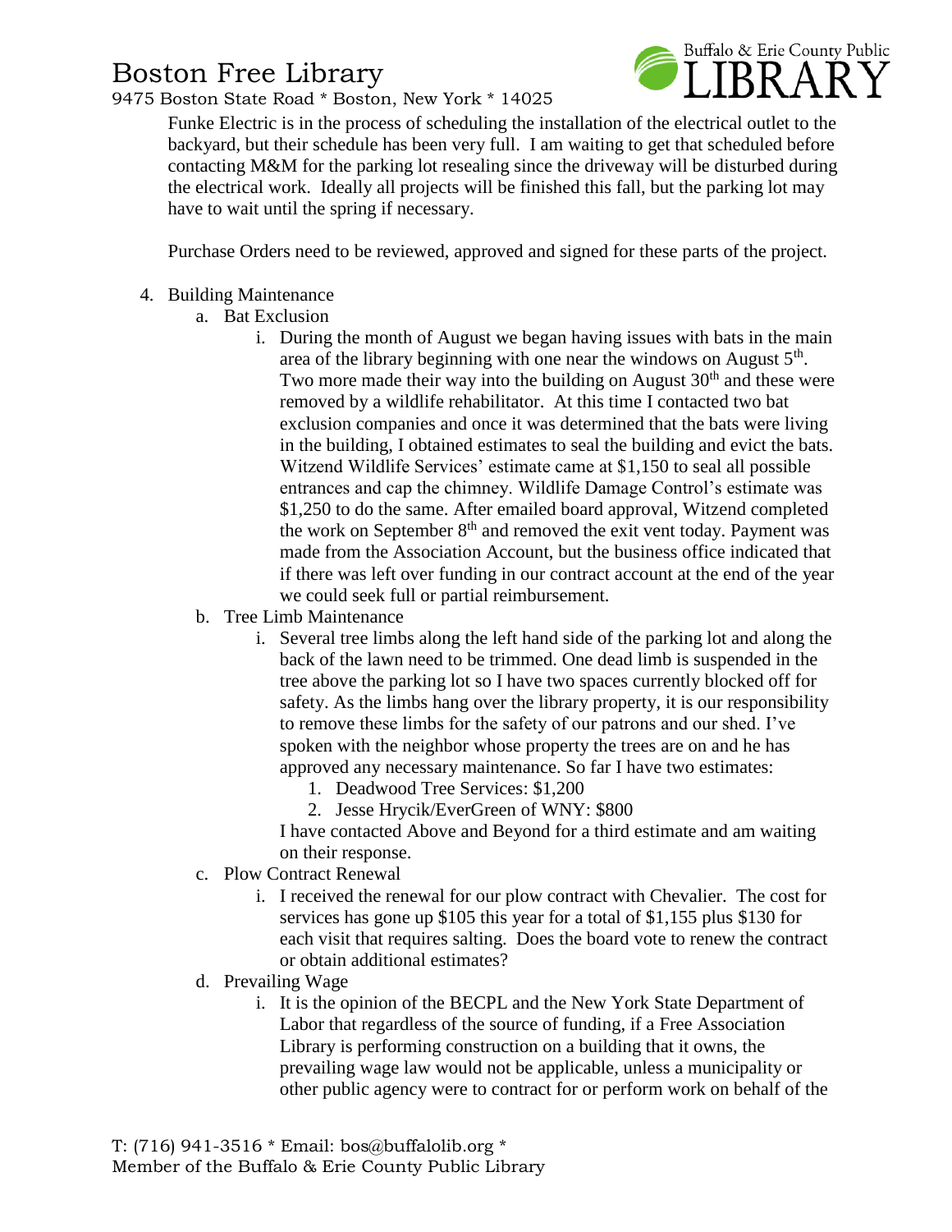Funke Electric is in the process of scheduling the installation of the electrical outlet to the backyard, but their schedule has been very full. I am waiting to get that scheduled before contacting M&M for the parking lot resealing since the driveway will be disturbed during the electrical work. Ideally all projects will be finished this fall, but the parking lot may have to wait until the spring if necessary.

Purchase Orders need to be reviewed, approved and signed for these parts of the project.

4. Building Maintenance
   a. Bat Exclusion
      i. During the month of August we began having issues with bats in the main area of the library beginning with one near the windows on August 5th. Two more made their way into the building on August 30th and these were removed by a wildlife rehabilitator. At this time I contacted two bat exclusion companies and once it was determined that the bats were living in the building, I obtained estimates to seal the building and evict the bats. Witzend Wildlife Services' estimate came at $1,150 to seal all possible entrances and cap the chimney. Wildlife Damage Control's estimate was $1,250 to do the same. After emailed board approval, Witzend completed the work on September 8th and removed the exit vent today. Payment was made from the Association Account, but the business office indicated that if there was left over funding in our contract account at the end of the year we could seek full or partial reimbursement.
   b. Tree Limb Maintenance
      i. Several tree limbs along the left hand side of the parking lot and along the back of the lawn need to be trimmed. One dead limb is suspended in the tree above the parking lot so I have two spaces currently blocked off for safety. As the limbs hang over the library property, it is our responsibility to remove these limbs for the safety of our patrons and our shed. I've spoken with the neighbor whose property the trees are on and he has approved any necessary maintenance. So far I have two estimates:
         1. Deadwood Tree Services: $1,200
         2. Jesse Hrycik/EverGreen of WNY: $800

         I have contacted Above and Beyond for a third estimate and am waiting on their response.
   c. Plow Contract Renewal
      i. I received the renewal for our plow contract with Chevalier. The cost for services has gone up $105 this year for a total of $1,155 plus $130 for each visit that requires salting. Does the board vote to renew the contract or obtain additional estimates?
   d. Prevailing Wage
      i. It is the opinion of the BECPL and the New York State Department of Labor that regardless of the source of funding, if a Free Association Library is performing construction on a building that it owns, the prevailing wage law would not be applicable, unless a municipality or other public agency were to contract for or perform work on behalf of the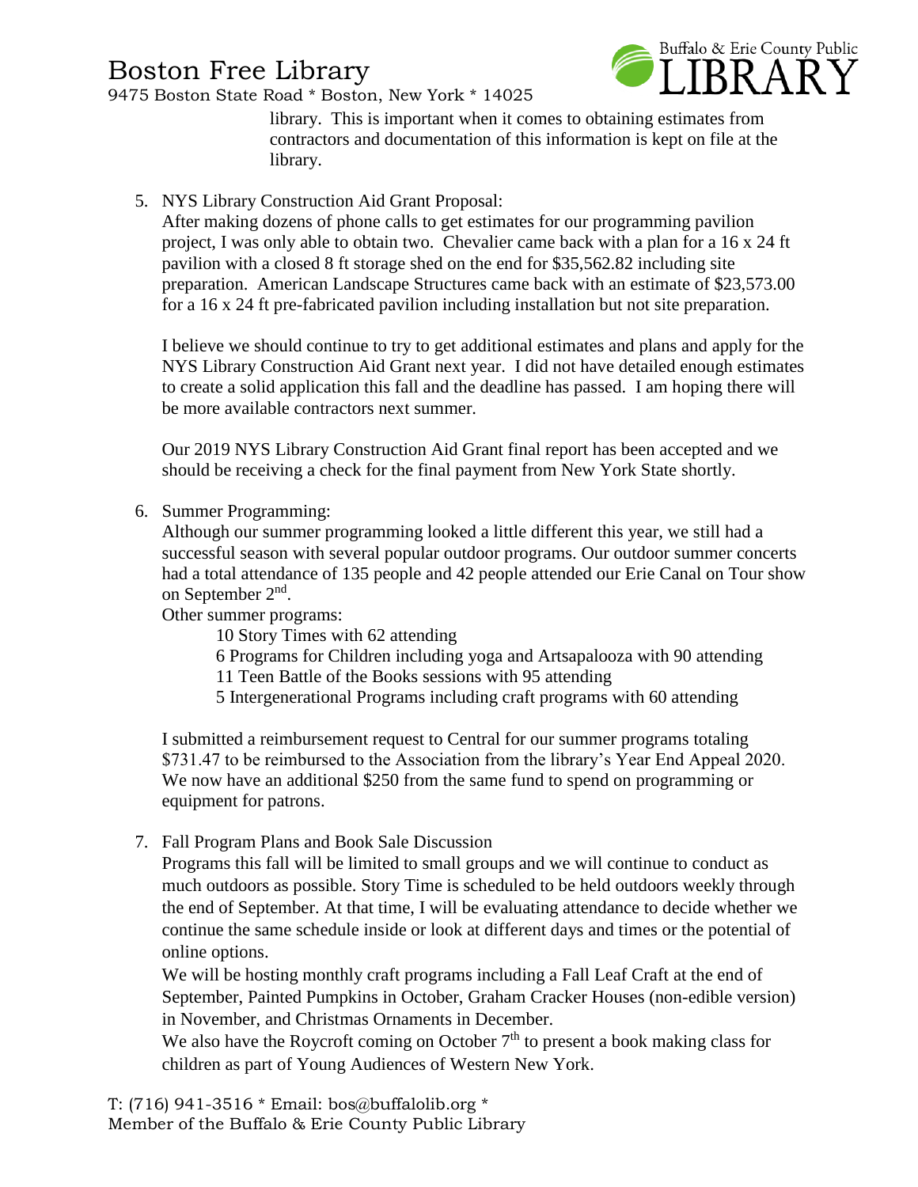library. This is important when it comes to obtaining estimates from contractors and documentation of this information is kept on file at the library.

5. NYS Library Construction Aid Grant Proposal:
   After making dozens of phone calls to get estimates for our programming pavilion project, I was only able to obtain two. Chevalier came back with a plan for a 16 x 24 ft pavilion with a closed 8 ft storage shed on the end for $35,562.82 including site preparation. American Landscape Structures came back with an estimate of $23,573.00 for a 16 x 24 ft pre-fabricated pavilion including installation but not site preparation.

   I believe we should continue to try to get additional estimates and plans and apply for the NYS Library Construction Aid Grant next year. I did not have detailed enough estimates to create a solid application this fall and the deadline has passed. I am hoping there will be more available contractors next summer.

   Our 2019 NYS Library Construction Aid Grant final report has been accepted and we should be receiving a check for the final payment from New York State shortly.

6. Summer Programming:
   Although our summer programming looked a little different this year, we still had a successful season with several popular outdoor programs. Our outdoor summer concerts had a total attendance of 135 people and 42 people attended our Erie Canal on Tour show on September 2nd.
   Other summer programs:
   - 10 Story Times with 62 attending
   - 6 Programs for Children including yoga and Artsapalooza with 90 attending
   - 11 Teen Battle of the Books sessions with 95 attending
   - 5 Intergenerational Programs including craft programs with 60 attending

   I submitted a reimbursement request to Central for our summer programs totaling $731.47 to be reimbursed to the Association from the library's Year End Appeal 2020. We now have an additional $250 from the same fund to spend on programming or equipment for patrons.

7. Fall Program Plans and Book Sale Discussion
   Programs this fall will be limited to small groups and we will continue to conduct as much outdoors as possible. Story Time is scheduled to be held outdoors weekly through the end of September. At that time, I will be evaluating attendance to decide whether we continue the same schedule inside or look at different days and times or the potential of online options.
   We will be hosting monthly craft programs including a Fall Leaf Craft at the end of September, Painted Pumpkins in October, Graham Cracker Houses (non-edible version) in November, and Christmas Ornaments in December.
   We also have the Roycroft coming on October 7th to present a book making class for children as part of Young Audiences of Western New York.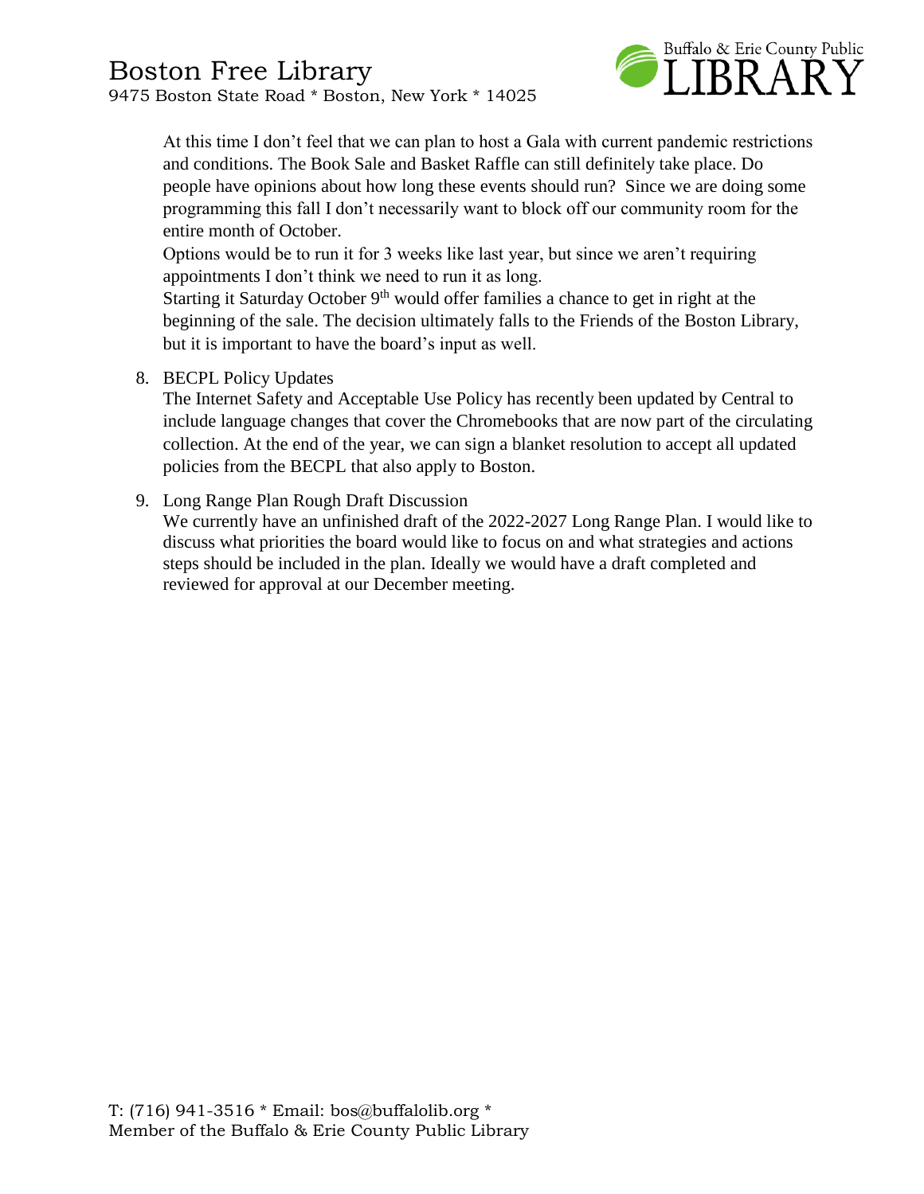At this time I don't feel that we can plan to host a Gala with current pandemic restrictions and conditions. The Book Sale and Basket Raffle can still definitely take place. Do people have opinions about how long these events should run? Since we are doing some programming this fall I don't necessarily want to block off our community room for the entire month of October.

Options would be to run it for 3 weeks like last year, but since we aren't requiring appointments I don't think we need to run it as long.

Starting it Saturday October 9th would offer families a chance to get in right at the beginning of the sale. The decision ultimately falls to the Friends of the Boston Library, but it is important to have the board's input as well.

8. BECPL Policy Updates

   The Internet Safety and Acceptable Use Policy has recently been updated by Central to include language changes that cover the Chromebooks that are now part of the circulating collection. At the end of the year, we can sign a blanket resolution to accept all updated policies from the BECPL that also apply to Boston.

9. Long Range Plan Rough Draft Discussion

   We currently have an unfinished draft of the 2022-2027 Long Range Plan. I would like to discuss what priorities the board would like to focus on and what strategies and actions steps should be included in the plan. Ideally we would have a draft completed and reviewed for approval at our December meeting.